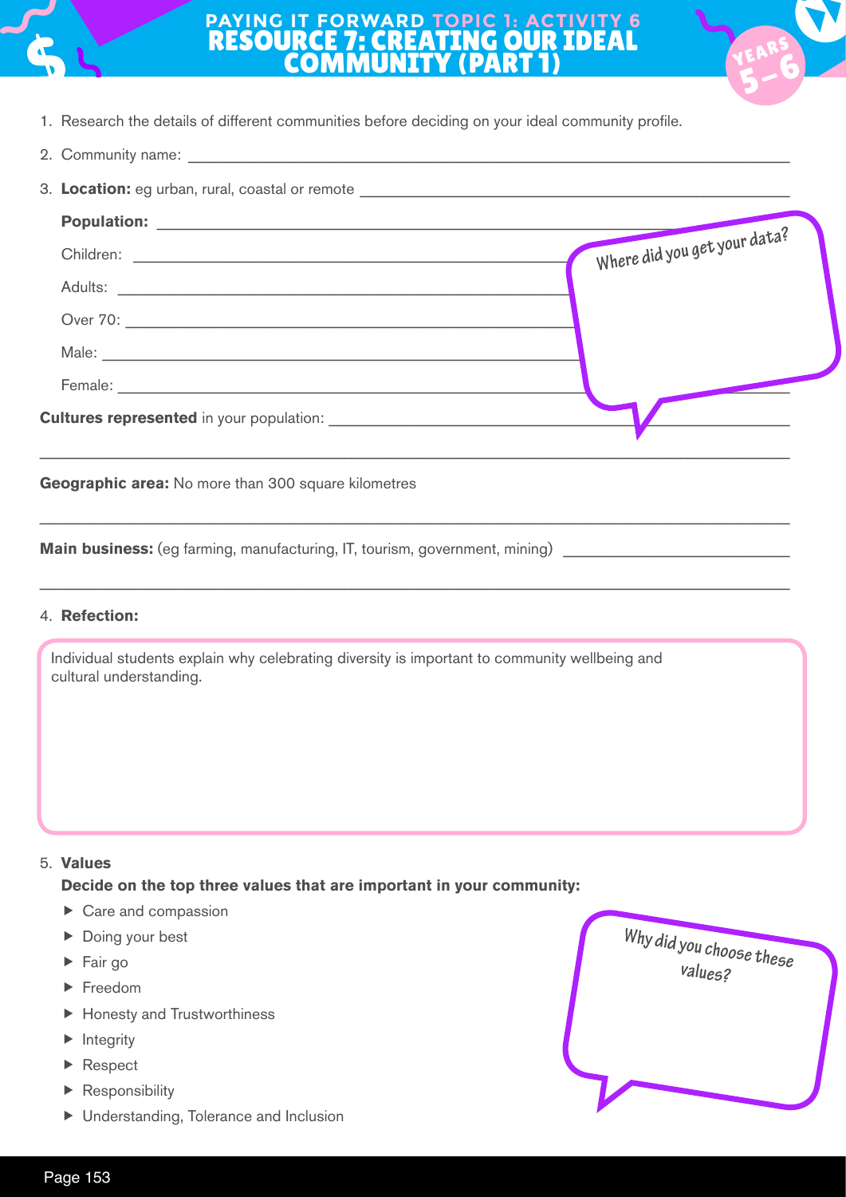# PAYING IT FORWARD TOPIC 1: ACTIVITY 6

## RESOURCE 7: CREATING OUR IDEAL COMMUNITY (PART 1)

YEARS 5–6

1. Research the details of different communities before deciding on your ideal community profile.
2. Community name: ______________________________
3. **Location:** eg urban, rural, coastal or remote ______________________________

   **Population:** ______________________________

   Children: ______________________________

   Adults: ______________________________

   Over 70: ______________________________

   Male: ______________________________

   Female: ______________________________

   Where did you get your data?

**Cultures represented** in your population: ______________________________

______________________________

**Geographic area:** No more than 300 square kilometres

______________________________

**Main business:** (eg farming, manufacturing, IT, tourism, government, mining) ______________________________

______________________________

4. **Refection:**

   Individual students explain why celebrating diversity is important to community wellbeing and cultural understanding.

5. **Values**

   **Decide on the top three values that are important in your community:**

   - Care and compassion
   - Doing your best
   - Fair go
   - Freedom
   - Honesty and Trustworthiness
   - Integrity
   - Respect
   - Responsibility
   - Understanding, Tolerance and Inclusion

   Why did you choose these values?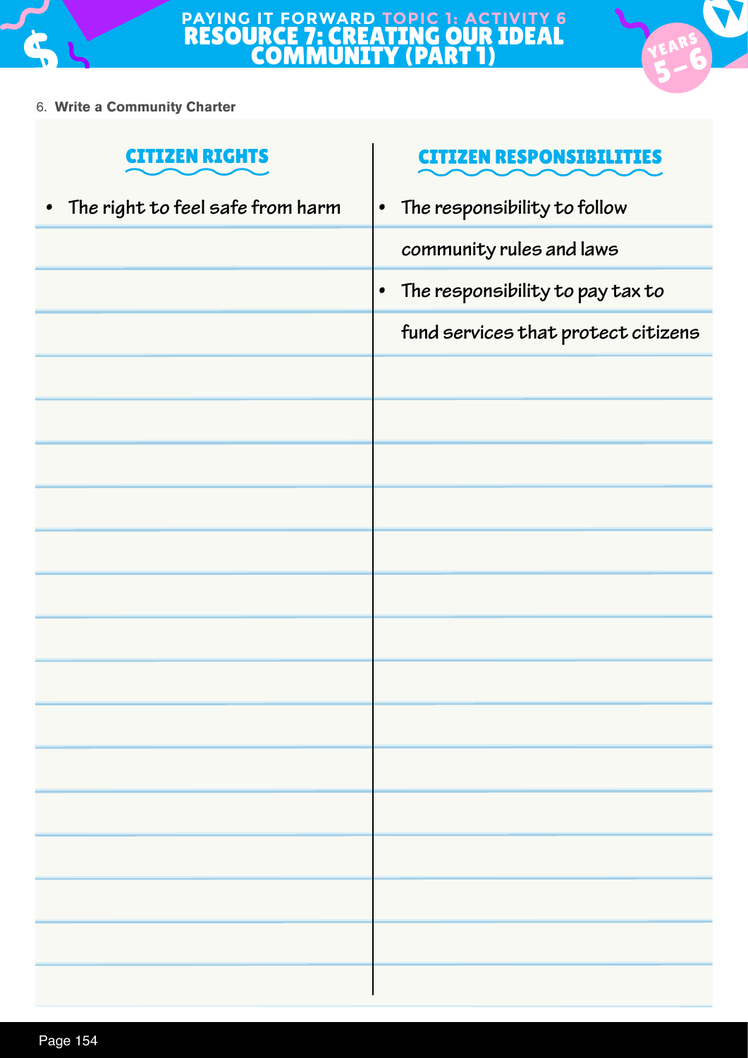# PAYING IT FORWARD TOPIC 1: ACTIVITY 6
## RESOURCE 7: CREATING OUR IDEAL COMMUNITY (PART 1)

YEARS 5–6

6. **Write a Community Charter**

| CITIZEN RIGHTS | CITIZEN RESPONSIBILITIES |
| --- | --- |
| • The right to feel safe from harm | • The responsibility to follow community rules and laws |
| | • The responsibility to pay tax to fund services that protect citizens |